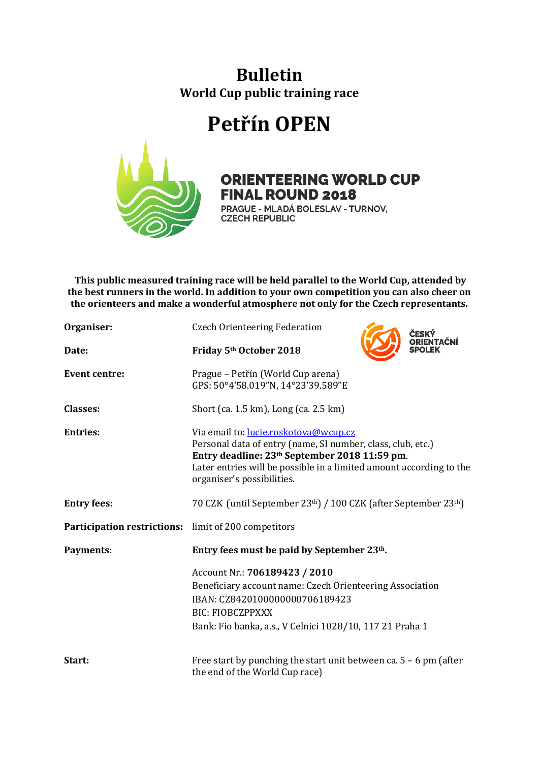# Bulletin

## World Cup public training race

# Petřín OPEN

ORIENTEERING WORLD CUP
FINAL ROUND 2018
PRAGUE - MLADÁ BOLESLAV - TURNOV,
CZECH REPUBLIC

**This public measured training race will be held parallel to the World Cup, attended by the best runners in the world. In addition to your own competition you can also cheer on the orienteers and make a wonderful atmosphere not only for the Czech representants.**

ČESKÝ ORIENTAČNÍ SPOLEK

| | |
|---|---|
| **Organiser:** | Czech Orienteering Federation |
| **Date:** | **Friday 5th October 2018** |
| **Event centre:** | Prague – Petřín (World Cup arena)<br>GPS: 50°4'58.019"N, 14°23'39.589"E |
| **Classes:** | Short (ca. 1.5 km), Long (ca. 2.5 km) |
| **Entries:** | Via email to: lucie.roskotova@wcup.cz<br>Personal data of entry (name, SI number, class, club, etc.)<br>**Entry deadline: 23th September 2018 11:59 pm**.<br>Later entries will be possible in a limited amount according to the organiser's possibilities. |
| **Entry fees:** | 70 CZK (until September 23th) / 100 CZK (after September 23th) |
| **Participation restrictions:** | limit of 200 competitors |
| **Payments:** | **Entry fees must be paid by September 23th.**<br><br>Account Nr.: **706189423 / 2010**<br>Beneficiary account name: Czech Orienteering Association<br>IBAN: CZ8420100000000706189423<br>BIC: FIOBCZPPXXX<br>Bank: Fio banka, a.s., V Celnici 1028/10, 117 21 Praha 1 |
| **Start:** | Free start by punching the start unit between ca. 5 – 6 pm (after the end of the World Cup race) |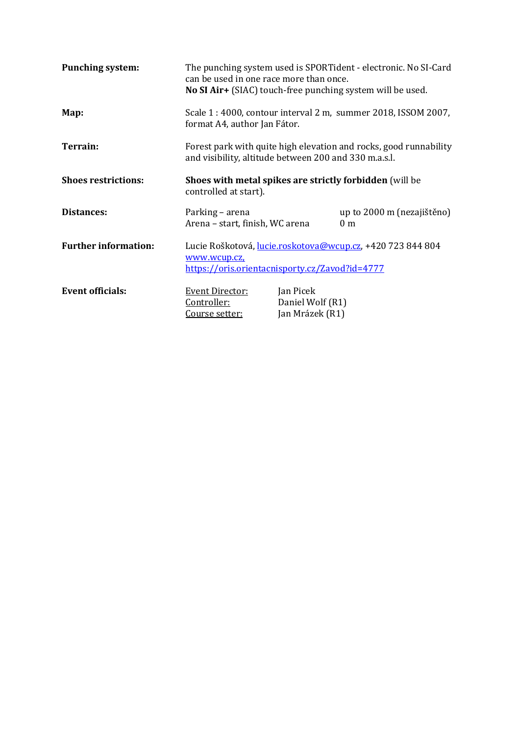**Punching system:** The punching system used is SPORTident - electronic. No SI-Card can be used in one race more than once.
**No SI Air+** (SIAC) touch-free punching system will be used.

**Map:** Scale 1 : 4000, contour interval 2 m, summer 2018, ISSOM 2007, format A4, author Jan Fátor.

**Terrain:** Forest park with quite high elevation and rocks, good runnability and visibility, altitude between 200 and 330 m.a.s.l.

**Shoes restrictions:** **Shoes with metal spikes are strictly forbidden** (will be controlled at start).

**Distances:**

| | |
|---|---|
| Parking – arena | up to 2000 m (nezajištěno) |
| Arena – start, finish, WC arena | 0 m |

**Further information:** Lucie Roškotová, lucie.roskotova@wcup.cz, +420 723 844 804
www.wcup.cz,
https://oris.orientacnisporty.cz/Zavod?id=4777

**Event officials:**

| | |
|---|---|
| Event Director: | Jan Picek |
| Controller: | Daniel Wolf (R1) |
| Course setter: | Jan Mrázek (R1) |